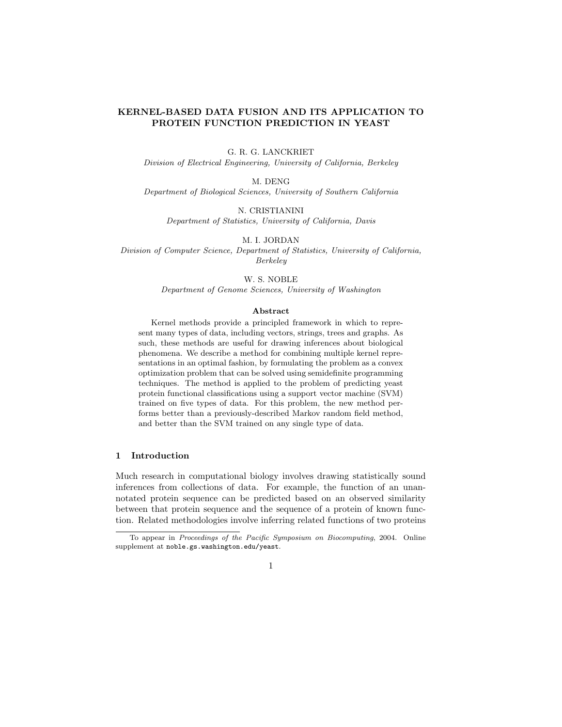# KERNEL-BASED DATA FUSION AND ITS APPLICATION TO PROTEIN FUNCTION PREDICTION IN YEAST

G. R. G. LANCKRIET

*Division of Electrical Engineering, University of California, Berkeley*

M. DENG

*Department of Biological Sciences, University of Southern California*

N. CRISTIANINI

*Department of Statistics, University of California, Davis*

M. I. JORDAN

*Division of Computer Science, Department of Statistics, University of California, Berkeley*

W. S. NOBLE

*Department of Genome Sciences, University of Washington*

### Abstract

Kernel methods provide a principled framework in which to represent many types of data, including vectors, strings, trees and graphs. As such, these methods are useful for drawing inferences about biological phenomena. We describe a method for combining multiple kernel representations in an optimal fashion, by formulating the problem as a convex optimization problem that can be solved using semidefinite programming techniques. The method is applied to the problem of predicting yeast protein functional classifications using a support vector machine (SVM) trained on five types of data. For this problem, the new method performs better than a previously-described Markov random field method, and better than the SVM trained on any single type of data.

## 1 Introduction

Much research in computational biology involves drawing statistically sound inferences from collections of data. For example, the function of an unannotated protein sequence can be predicted based on an observed similarity between that protein sequence and the sequence of a protein of known function. Related methodologies involve inferring related functions of two proteins

---

To appear in *Proceedings of the Pacific Symposium on Biocomputing*, 2004. Online supplement at `noble.gs.washington.edu/yeast`.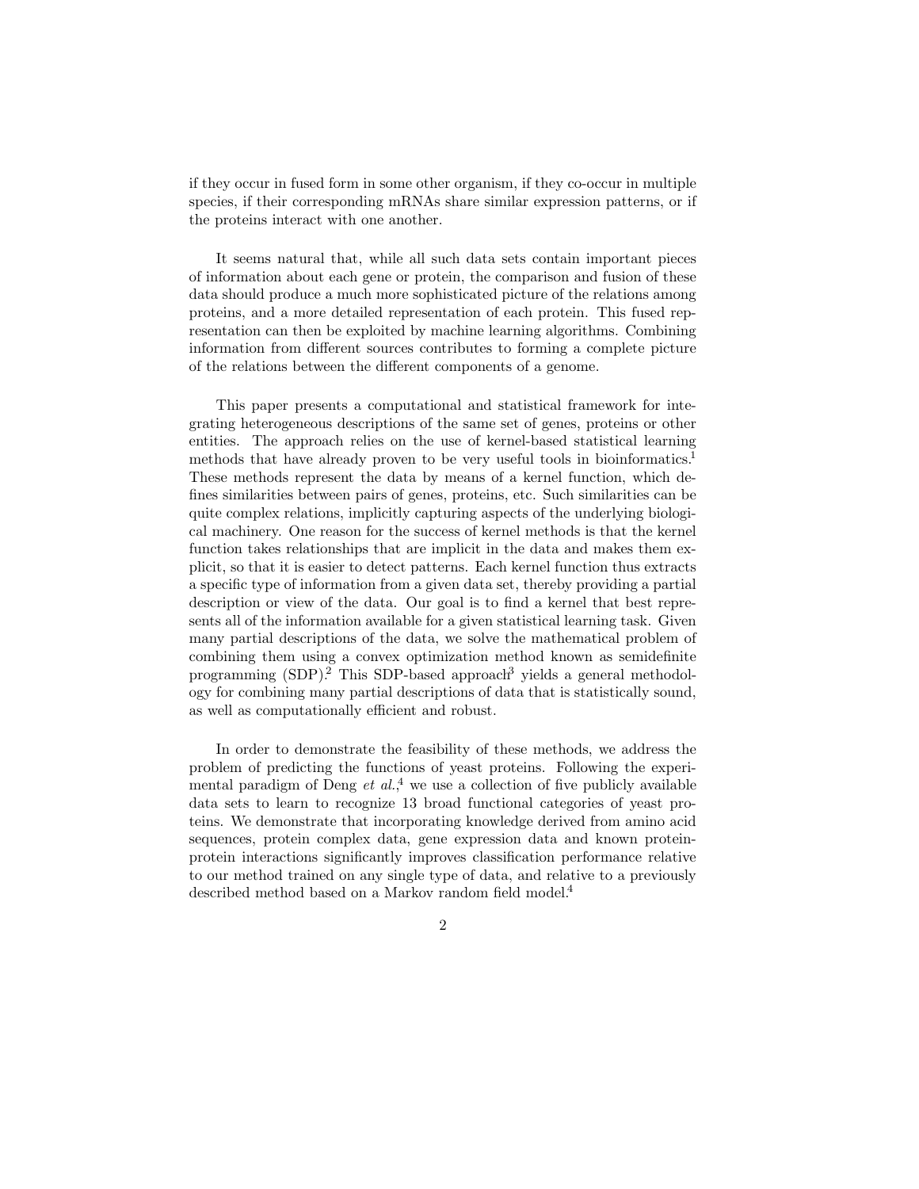if they occur in fused form in some other organism, if they co-occur in multiple species, if their corresponding mRNAs share similar expression patterns, or if the proteins interact with one another.

It seems natural that, while all such data sets contain important pieces of information about each gene or protein, the comparison and fusion of these data should produce a much more sophisticated picture of the relations among proteins, and a more detailed representation of each protein. This fused representation can then be exploited by machine learning algorithms. Combining information from different sources contributes to forming a complete picture of the relations between the different components of a genome.

This paper presents a computational and statistical framework for integrating heterogeneous descriptions of the same set of genes, proteins or other entities. The approach relies on the use of kernel-based statistical learning methods that have already proven to be very useful tools in bioinformatics.[1] These methods represent the data by means of a kernel function, which defines similarities between pairs of genes, proteins, etc. Such similarities can be quite complex relations, implicitly capturing aspects of the underlying biological machinery. One reason for the success of kernel methods is that the kernel function takes relationships that are implicit in the data and makes them explicit, so that it is easier to detect patterns. Each kernel function thus extracts a specific type of information from a given data set, thereby providing a partial description or view of the data. Our goal is to find a kernel that best represents all of the information available for a given statistical learning task. Given many partial descriptions of the data, we solve the mathematical problem of combining them using a convex optimization method known as semidefinite programming (SDP).[2] This SDP-based approach[3] yields a general methodology for combining many partial descriptions of data that is statistically sound, as well as computationally efficient and robust.

In order to demonstrate the feasibility of these methods, we address the problem of predicting the functions of yeast proteins. Following the experimental paradigm of Deng *et al.*,[4] we use a collection of five publicly available data sets to learn to recognize 13 broad functional categories of yeast proteins. We demonstrate that incorporating knowledge derived from amino acid sequences, protein complex data, gene expression data and known protein-protein interactions significantly improves classification performance relative to our method trained on any single type of data, and relative to a previously described method based on a Markov random field model.[4]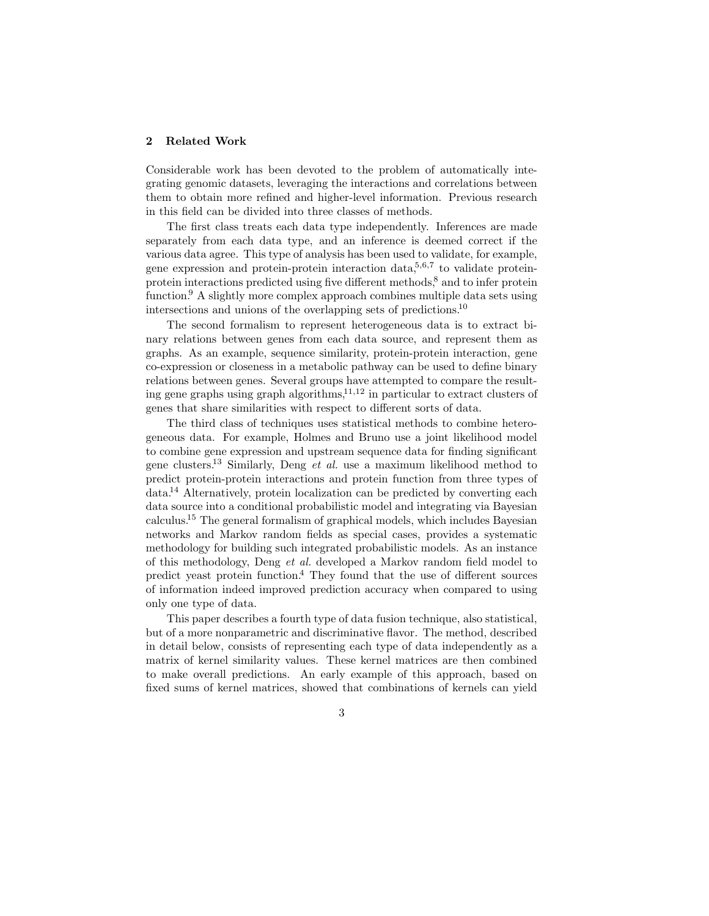## 2 Related Work

Considerable work has been devoted to the problem of automatically integrating genomic datasets, leveraging the interactions and correlations between them to obtain more refined and higher-level information. Previous research in this field can be divided into three classes of methods.

The first class treats each data type independently. Inferences are made separately from each data type, and an inference is deemed correct if the various data agree. This type of analysis has been used to validate, for example, gene expression and protein-protein interaction data,[5,6,7] to validate protein-protein interactions predicted using five different methods,[8] and to infer protein function.[9] A slightly more complex approach combines multiple data sets using intersections and unions of the overlapping sets of predictions.[10]

The second formalism to represent heterogeneous data is to extract binary relations between genes from each data source, and represent them as graphs. As an example, sequence similarity, protein-protein interaction, gene co-expression or closeness in a metabolic pathway can be used to define binary relations between genes. Several groups have attempted to compare the resulting gene graphs using graph algorithms,[11,12] in particular to extract clusters of genes that share similarities with respect to different sorts of data.

The third class of techniques uses statistical methods to combine heterogeneous data. For example, Holmes and Bruno use a joint likelihood model to combine gene expression and upstream sequence data for finding significant gene clusters.[13] Similarly, Deng *et al.* use a maximum likelihood method to predict protein-protein interactions and protein function from three types of data.[14] Alternatively, protein localization can be predicted by converting each data source into a conditional probabilistic model and integrating via Bayesian calculus.[15] The general formalism of graphical models, which includes Bayesian networks and Markov random fields as special cases, provides a systematic methodology for building such integrated probabilistic models. As an instance of this methodology, Deng *et al.* developed a Markov random field model to predict yeast protein function.[4] They found that the use of different sources of information indeed improved prediction accuracy when compared to using only one type of data.

This paper describes a fourth type of data fusion technique, also statistical, but of a more nonparametric and discriminative flavor. The method, described in detail below, consists of representing each type of data independently as a matrix of kernel similarity values. These kernel matrices are then combined to make overall predictions. An early example of this approach, based on fixed sums of kernel matrices, showed that combinations of kernels can yield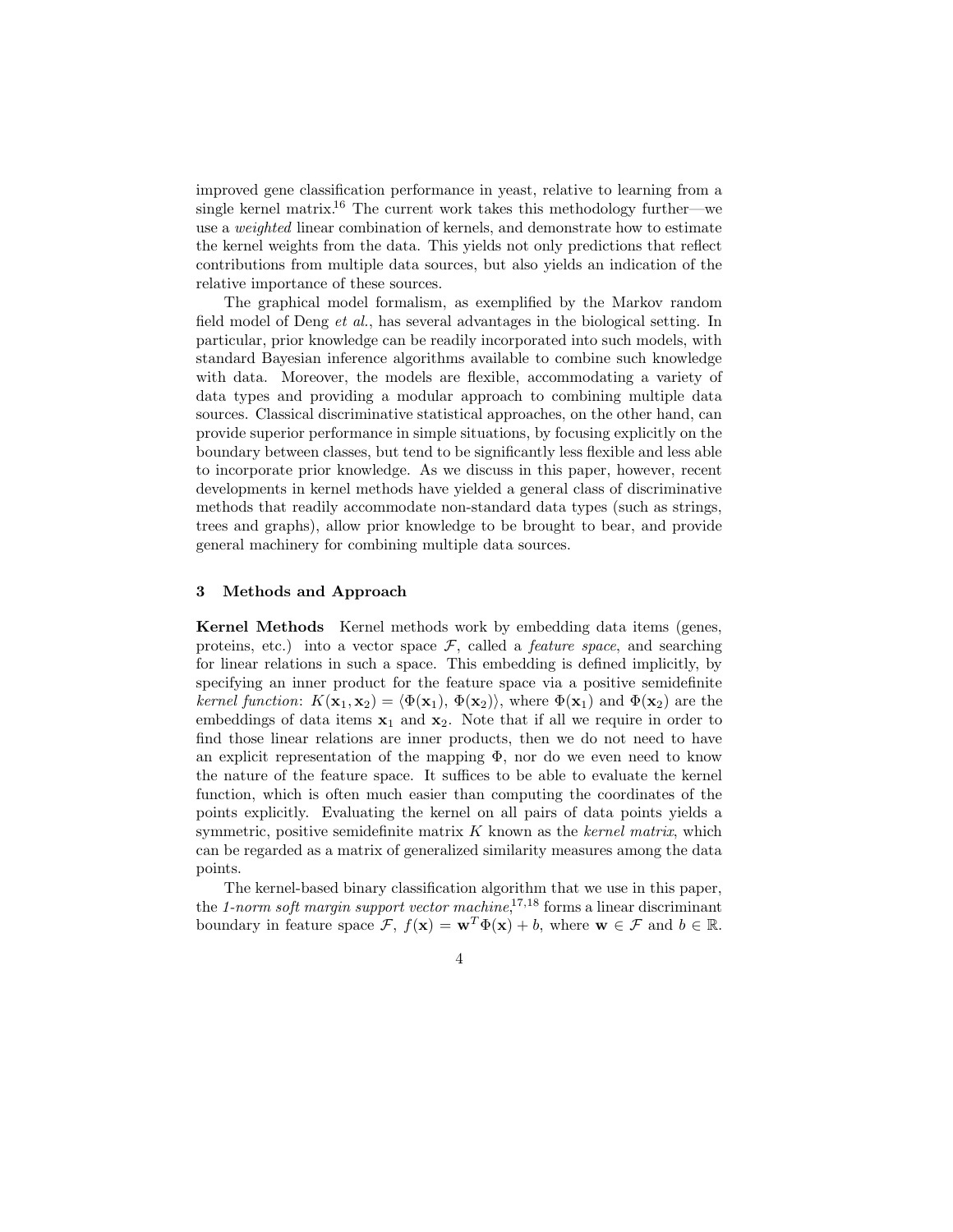improved gene classification performance in yeast, relative to learning from a single kernel matrix.[16] The current work takes this methodology further—we use a *weighted* linear combination of kernels, and demonstrate how to estimate the kernel weights from the data. This yields not only predictions that reflect contributions from multiple data sources, but also yields an indication of the relative importance of these sources.

The graphical model formalism, as exemplified by the Markov random field model of Deng *et al.*, has several advantages in the biological setting. In particular, prior knowledge can be readily incorporated into such models, with standard Bayesian inference algorithms available to combine such knowledge with data. Moreover, the models are flexible, accommodating a variety of data types and providing a modular approach to combining multiple data sources. Classical discriminative statistical approaches, on the other hand, can provide superior performance in simple situations, by focusing explicitly on the boundary between classes, but tend to be significantly less flexible and less able to incorporate prior knowledge. As we discuss in this paper, however, recent developments in kernel methods have yielded a general class of discriminative methods that readily accommodate non-standard data types (such as strings, trees and graphs), allow prior knowledge to be brought to bear, and provide general machinery for combining multiple data sources.

## 3 Methods and Approach

**Kernel Methods** Kernel methods work by embedding data items (genes, proteins, etc.) into a vector space $\mathcal{F}$, called a *feature space*, and searching for linear relations in such a space. This embedding is defined implicitly, by specifying an inner product for the feature space via a positive semidefinite *kernel function*: $K(\mathbf{x}_1, \mathbf{x}_2) = \langle \Phi(\mathbf{x}_1), \Phi(\mathbf{x}_2) \rangle$, where $\Phi(\mathbf{x}_1)$ and $\Phi(\mathbf{x}_2)$ are the embeddings of data items $\mathbf{x}_1$ and $\mathbf{x}_2$. Note that if all we require in order to find those linear relations are inner products, then we do not need to have an explicit representation of the mapping $\Phi$, nor do we even need to know the nature of the feature space. It suffices to be able to evaluate the kernel function, which is often much easier than computing the coordinates of the points explicitly. Evaluating the kernel on all pairs of data points yields a symmetric, positive semidefinite matrix $K$ known as the *kernel matrix*, which can be regarded as a matrix of generalized similarity measures among the data points.

The kernel-based binary classification algorithm that we use in this paper, the *1-norm soft margin support vector machine*,[17,18] forms a linear discriminant boundary in feature space $\mathcal{F}$, $f(\mathbf{x}) = \mathbf{w}^T \Phi(\mathbf{x}) + b$, where $\mathbf{w} \in \mathcal{F}$ and $b \in \mathbb{R}$.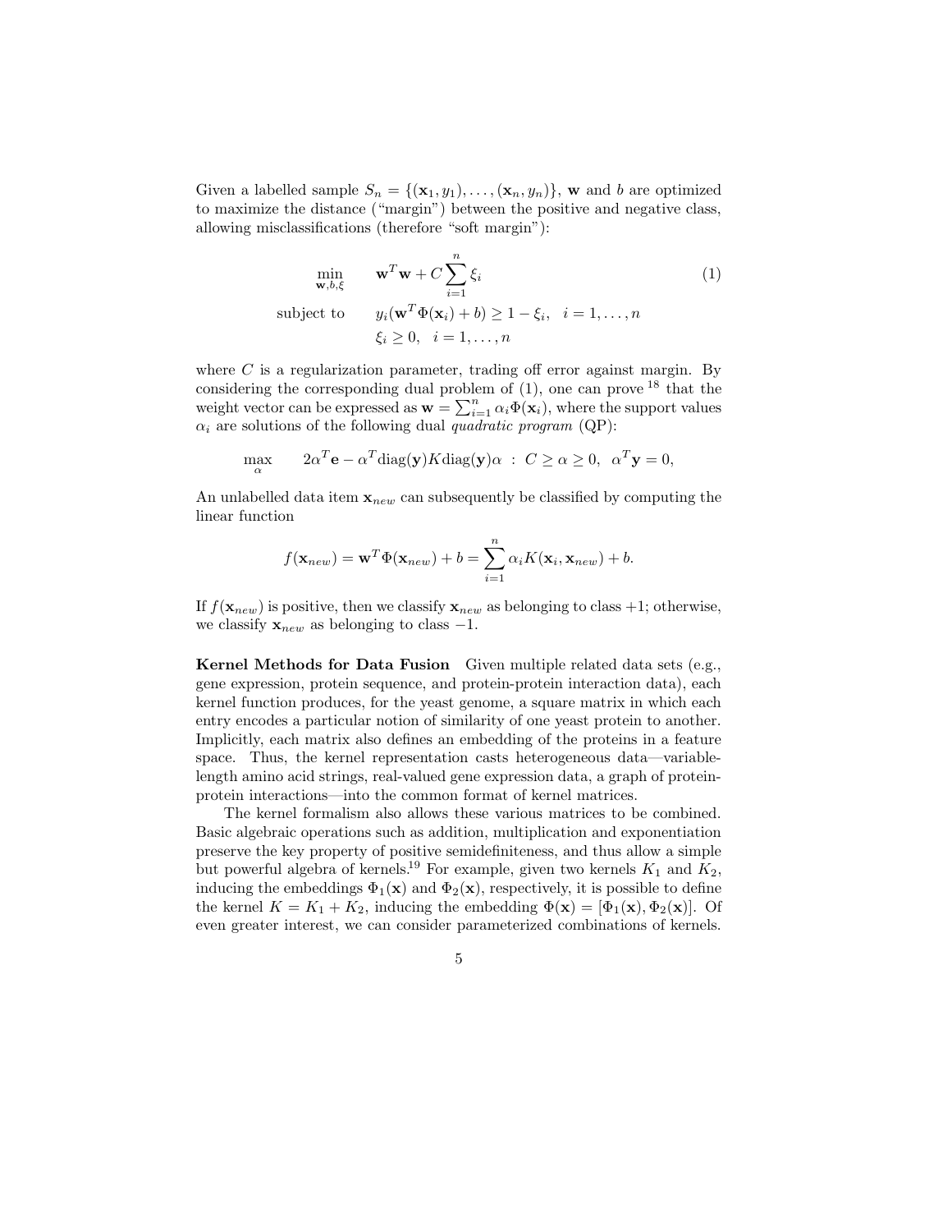Given a labelled sample $S_n = \{(\mathbf{x}_1, y_1), \ldots, (\mathbf{x}_n, y_n)\}$, $\mathbf{w}$ and $b$ are optimized to maximize the distance ("margin") between the positive and negative class, allowing misclassifications (therefore "soft margin"):

$$
\begin{aligned}
\min_{\mathbf{w},b,\xi} \quad & \mathbf{w}^T\mathbf{w} + C\sum_{i=1}^{n}\xi_i \\
\text{subject to} \quad & y_i(\mathbf{w}^T\Phi(\mathbf{x}_i) + b) \geq 1 - \xi_i, \quad i = 1, \ldots, n \\
& \xi_i \geq 0, \quad i = 1, \ldots, n
\end{aligned}
\tag{1}
$$

where $C$ is a regularization parameter, trading off error against margin. By considering the corresponding dual problem of (1), one can prove [18] that the weight vector can be expressed as $\mathbf{w} = \sum_{i=1}^{n} \alpha_i \Phi(\mathbf{x}_i)$, where the support values $\alpha_i$ are solutions of the following dual *quadratic program* (QP):

$$
\max_{\alpha} \quad 2\alpha^T\mathbf{e} - \alpha^T \text{diag}(\mathbf{y}) K \text{diag}(\mathbf{y})\alpha \; : \; C \geq \alpha \geq 0, \;\; \alpha^T\mathbf{y} = 0,
$$

An unlabelled data item $\mathbf{x}_{new}$ can subsequently be classified by computing the linear function

$$
f(\mathbf{x}_{new}) = \mathbf{w}^T\Phi(\mathbf{x}_{new}) + b = \sum_{i=1}^{n} \alpha_i K(\mathbf{x}_i, \mathbf{x}_{new}) + b.
$$

If $f(\mathbf{x}_{new})$ is positive, then we classify $\mathbf{x}_{new}$ as belonging to class $+1$; otherwise, we classify $\mathbf{x}_{new}$ as belonging to class $-1$.

**Kernel Methods for Data Fusion** Given multiple related data sets (e.g., gene expression, protein sequence, and protein-protein interaction data), each kernel function produces, for the yeast genome, a square matrix in which each entry encodes a particular notion of similarity of one yeast protein to another. Implicitly, each matrix also defines an embedding of the proteins in a feature space. Thus, the kernel representation casts heterogeneous data—variable-length amino acid strings, real-valued gene expression data, a graph of protein-protein interactions—into the common format of kernel matrices.

The kernel formalism also allows these various matrices to be combined. Basic algebraic operations such as addition, multiplication and exponentiation preserve the key property of positive semidefiniteness, and thus allow a simple but powerful algebra of kernels.[19] For example, given two kernels $K_1$ and $K_2$, inducing the embeddings $\Phi_1(\mathbf{x})$ and $\Phi_2(\mathbf{x})$, respectively, it is possible to define the kernel $K = K_1 + K_2$, inducing the embedding $\Phi(\mathbf{x}) = [\Phi_1(\mathbf{x}), \Phi_2(\mathbf{x})]$. Of even greater interest, we can consider parameterized combinations of kernels.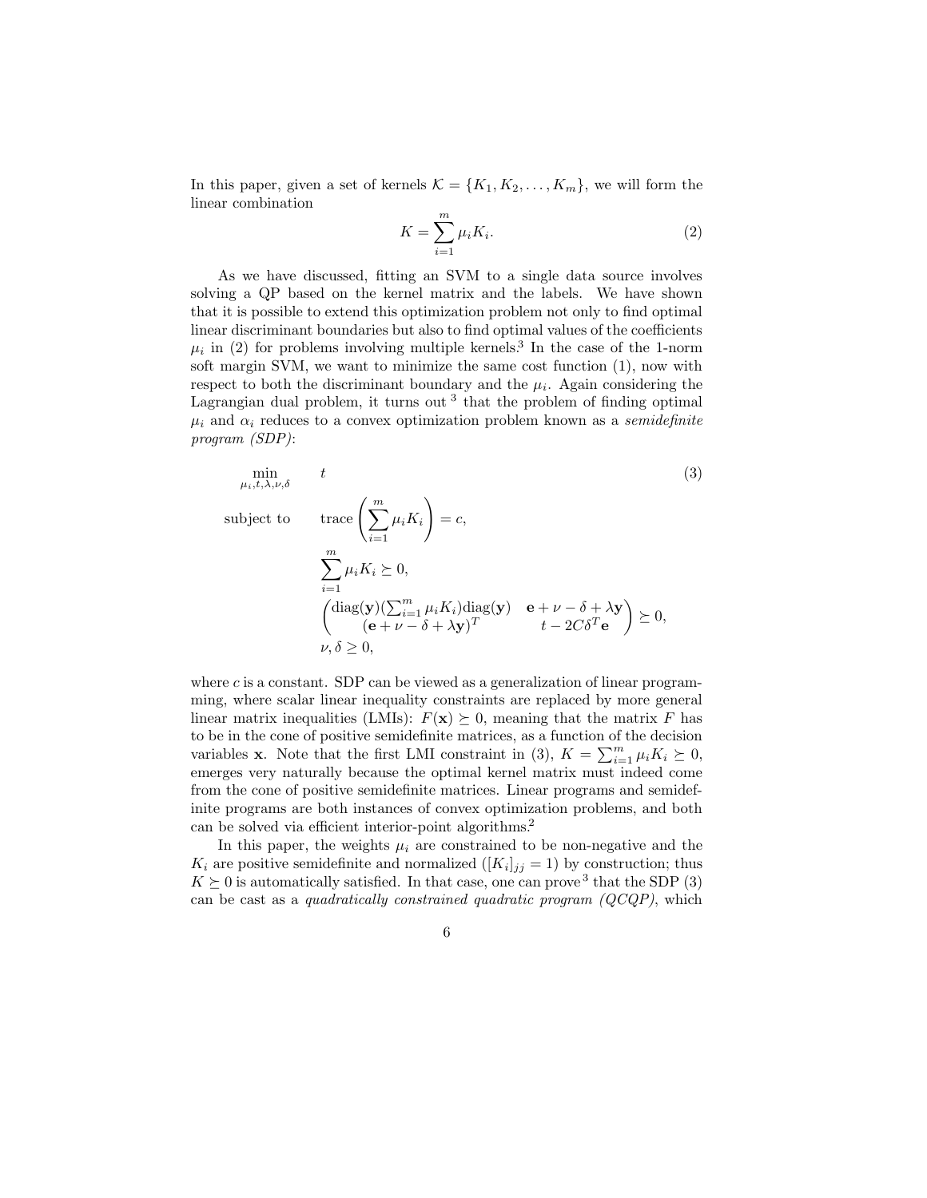In this paper, given a set of kernels $\mathcal{K} = \{K_1, K_2, \ldots, K_m\}$, we will form the linear combination

$$K = \sum_{i=1}^{m} \mu_i K_i. \tag{2}$$

As we have discussed, fitting an SVM to a single data source involves solving a QP based on the kernel matrix and the labels. We have shown that it is possible to extend this optimization problem not only to find optimal linear discriminant boundaries but also to find optimal values of the coefficients $\mu_i$ in (2) for problems involving multiple kernels.[3] In the case of the 1-norm soft margin SVM, we want to minimize the same cost function (1), now with respect to both the discriminant boundary and the $\mu_i$. Again considering the Lagrangian dual problem, it turns out [3] that the problem of finding optimal $\mu_i$ and $\alpha_i$ reduces to a convex optimization problem known as a *semidefinite program (SDP)*:

$$\begin{aligned}
\min_{\mu_i, t, \lambda, \nu, \delta} \quad & t \\
\text{subject to} \quad & \operatorname{trace}\left(\sum_{i=1}^{m} \mu_i K_i\right) = c, \\
& \sum_{i=1}^{m} \mu_i K_i \succeq 0, \\
& \begin{pmatrix} \operatorname{diag}(\mathbf{y})(\sum_{i=1}^{m} \mu_i K_i)\operatorname{diag}(\mathbf{y}) & \mathbf{e} + \nu - \delta + \lambda \mathbf{y} \\ (\mathbf{e} + \nu - \delta + \lambda \mathbf{y})^T & t - 2C\delta^T \mathbf{e} \end{pmatrix} \succeq 0, \\
& \nu, \delta \geq 0,
\end{aligned} \tag{3}$$

where $c$ is a constant. SDP can be viewed as a generalization of linear programming, where scalar linear inequality constraints are replaced by more general linear matrix inequalities (LMIs): $F(\mathbf{x}) \succeq 0$, meaning that the matrix $F$ has to be in the cone of positive semidefinite matrices, as a function of the decision variables $\mathbf{x}$. Note that the first LMI constraint in (3), $K = \sum_{i=1}^{m} \mu_i K_i \succeq 0$, emerges very naturally because the optimal kernel matrix must indeed come from the cone of positive semidefinite matrices. Linear programs and semidefinite programs are both instances of convex optimization problems, and both can be solved via efficient interior-point algorithms.[2]

In this paper, the weights $\mu_i$ are constrained to be non-negative and the $K_i$ are positive semidefinite and normalized ($[K_i]_{jj} = 1$) by construction; thus $K \succeq 0$ is automatically satisfied. In that case, one can prove [3] that the SDP (3) can be cast as a *quadratically constrained quadratic program (QCQP)*, which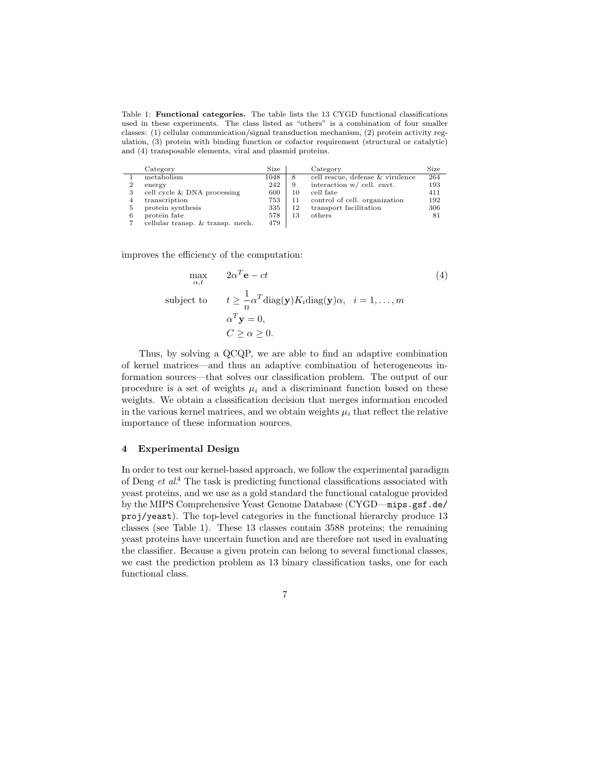Table 1: **Functional categories.** The table lists the 13 CYGD functional classifications used in these experiments. The class listed as "others" is a combination of four smaller classes: (1) cellular communication/signal transduction mechanism, (2) protein activity regulation, (3) protein with binding function or cofactor requirement (structural or catalytic) and (4) transposable elements, viral and plasmid proteins.

| | Category | Size | | Category | Size |
|---|---|---|---|---|---|
| 1 | metabolism | 1048 | 8 | cell rescue, defense & virulence | 264 |
| 2 | energy | 242 | 9 | interaction w/ cell. envt. | 193 |
| 3 | cell cycle & DNA processing | 600 | 10 | cell fate | 411 |
| 4 | transcription | 753 | 11 | control of cell. organization | 192 |
| 5 | protein synthesis | 335 | 12 | transport facilitation | 306 |
| 6 | protein fate | 578 | 13 | others | 81 |
| 7 | cellular transp. & transp. mech. | 479 | | | |

improves the efficiency of the computation:

$$
\begin{aligned}
\max_{\alpha,t} \quad & 2\alpha^T \mathbf{e} - ct \\
\text{subject to} \quad & t \geq \frac{1}{n}\alpha^T \mathrm{diag}(\mathbf{y}) K_i \mathrm{diag}(\mathbf{y})\alpha, \quad i = 1, \ldots, m \\
& \alpha^T \mathbf{y} = 0, \\
& C \geq \alpha \geq 0.
\end{aligned}
\tag{4}
$$

Thus, by solving a QCQP, we are able to find an adaptive combination of kernel matrices—and thus an adaptive combination of heterogeneous information sources—that solves our classification problem. The output of our procedure is a set of weights $\mu_i$ and a discriminant function based on these weights. We obtain a classification decision that merges information encoded in the various kernel matrices, and we obtain weights $\mu_i$ that reflect the relative importance of these information sources.

## 4 Experimental Design

In order to test our kernel-based approach, we follow the experimental paradigm of Deng *et al.*[4] The task is predicting functional classifications associated with yeast proteins, and we use as a gold standard the functional catalogue provided by the MIPS Comprehensive Yeast Genome Database (CYGD—`mips.gsf.de/proj/yeast`). The top-level categories in the functional hierarchy produce 13 classes (see Table 1). These 13 classes contain 3588 proteins; the remaining yeast proteins have uncertain function and are therefore not used in evaluating the classifier. Because a given protein can belong to several functional classes, we cast the prediction problem as 13 binary classification tasks, one for each functional class.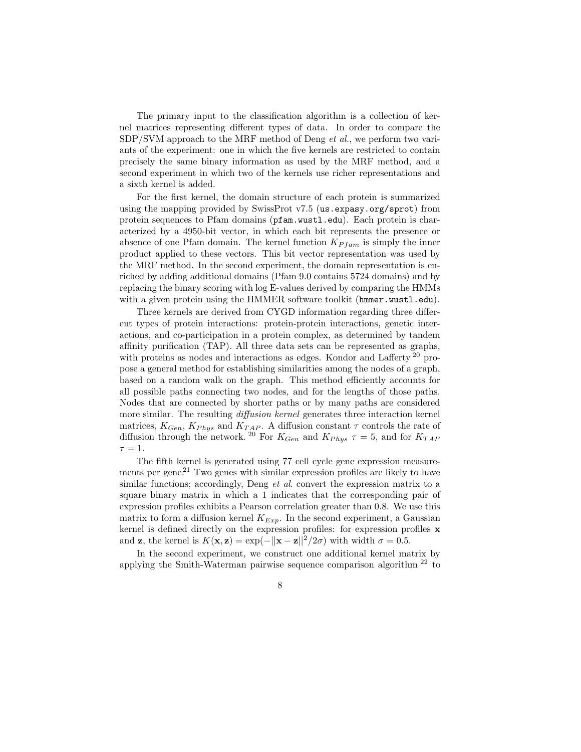The primary input to the classification algorithm is a collection of kernel matrices representing different types of data. In order to compare the SDP/SVM approach to the MRF method of Deng *et al.*, we perform two variants of the experiment: one in which the five kernels are restricted to contain precisely the same binary information as used by the MRF method, and a second experiment in which two of the kernels use richer representations and a sixth kernel is added.

For the first kernel, the domain structure of each protein is summarized using the mapping provided by SwissProt v7.5 (`us.expasy.org/sprot`) from protein sequences to Pfam domains (`pfam.wustl.edu`). Each protein is characterized by a 4950-bit vector, in which each bit represents the presence or absence of one Pfam domain. The kernel function $K_{Pfam}$ is simply the inner product applied to these vectors. This bit vector representation was used by the MRF method. In the second experiment, the domain representation is enriched by adding additional domains (Pfam 9.0 contains 5724 domains) and by replacing the binary scoring with log E-values derived by comparing the HMMs with a given protein using the HMMER software toolkit (`hmmer.wustl.edu`).

Three kernels are derived from CYGD information regarding three different types of protein interactions: protein-protein interactions, genetic interactions, and co-participation in a protein complex, as determined by tandem affinity purification (TAP). All three data sets can be represented as graphs, with proteins as nodes and interactions as edges. Kondor and Lafferty [20] propose a general method for establishing similarities among the nodes of a graph, based on a random walk on the graph. This method efficiently accounts for all possible paths connecting two nodes, and for the lengths of those paths. Nodes that are connected by shorter paths or by many paths are considered more similar. The resulting *diffusion kernel* generates three interaction kernel matrices, $K_{Gen}$, $K_{Phys}$ and $K_{TAP}$. A diffusion constant $\tau$ controls the rate of diffusion through the network. [20] For $K_{Gen}$ and $K_{Phys}$ $\tau = 5$, and for $K_{TAP}$ $\tau = 1$.

The fifth kernel is generated using 77 cell cycle gene expression measurements per gene.[21] Two genes with similar expression profiles are likely to have similar functions; accordingly, Deng *et al.* convert the expression matrix to a square binary matrix in which a 1 indicates that the corresponding pair of expression profiles exhibits a Pearson correlation greater than 0.8. We use this matrix to form a diffusion kernel $K_{Exp}$. In the second experiment, a Gaussian kernel is defined directly on the expression profiles: for expression profiles $\mathbf{x}$ and $\mathbf{z}$, the kernel is $K(\mathbf{x}, \mathbf{z}) = \exp(-||\mathbf{x} - \mathbf{z}||^2/2\sigma)$ with width $\sigma = 0.5$.

In the second experiment, we construct one additional kernel matrix by applying the Smith-Waterman pairwise sequence comparison algorithm [22] to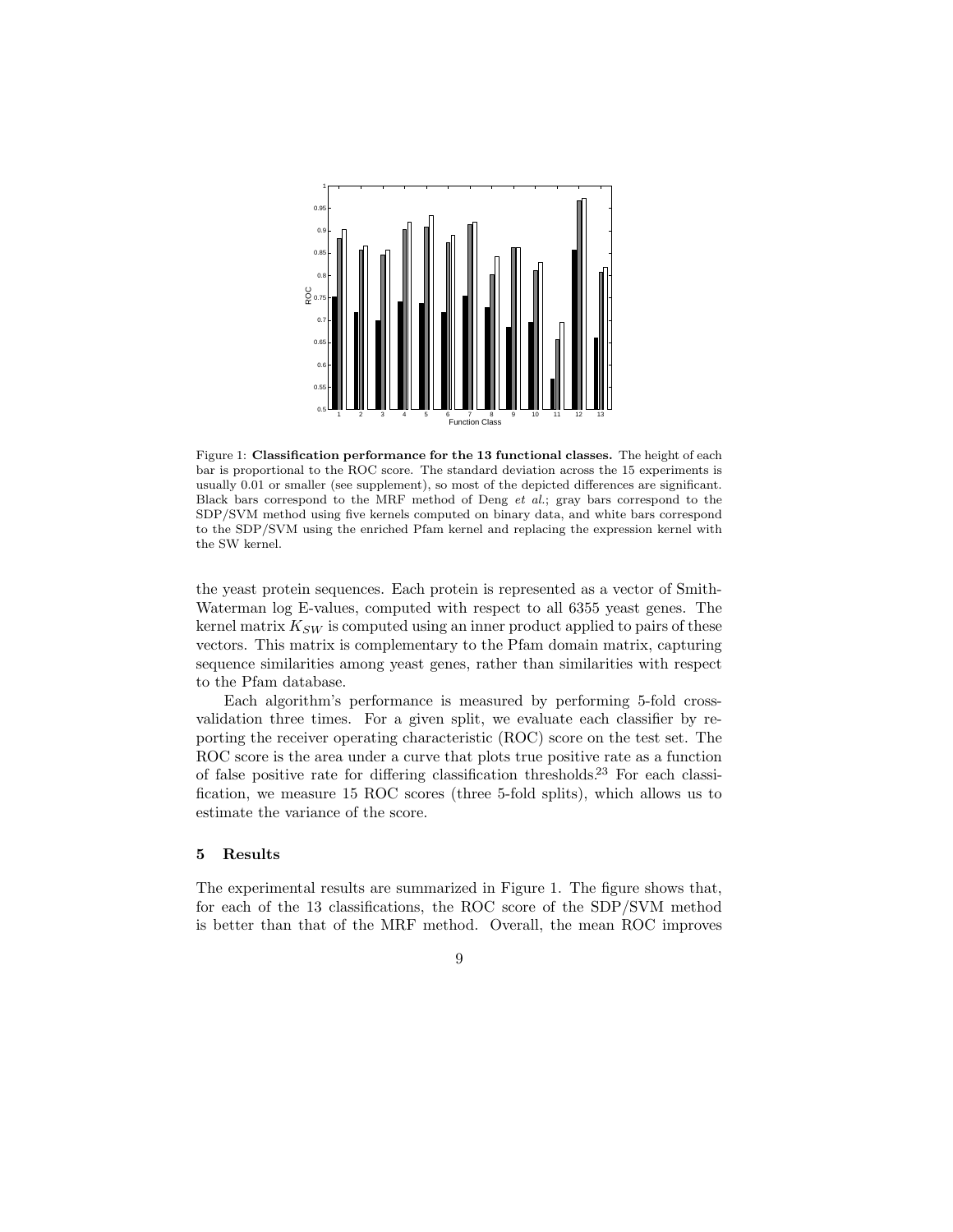Figure 1: **Classification performance for the 13 functional classes.** The height of each bar is proportional to the ROC score. The standard deviation across the 15 experiments is usually 0.01 or smaller (see supplement), so most of the depicted differences are significant. Black bars correspond to the MRF method of Deng *et al.*; gray bars correspond to the SDP/SVM method using five kernels computed on binary data, and white bars correspond to the SDP/SVM using the enriched Pfam kernel and replacing the expression kernel with the SW kernel.

the yeast protein sequences. Each protein is represented as a vector of Smith-Waterman log E-values, computed with respect to all 6355 yeast genes. The kernel matrix $K_{SW}$ is computed using an inner product applied to pairs of these vectors. This matrix is complementary to the Pfam domain matrix, capturing sequence similarities among yeast genes, rather than similarities with respect to the Pfam database.

Each algorithm's performance is measured by performing 5-fold cross-validation three times. For a given split, we evaluate each classifier by reporting the receiver operating characteristic (ROC) score on the test set. The ROC score is the area under a curve that plots true positive rate as a function of false positive rate for differing classification thresholds.[23] For each classification, we measure 15 ROC scores (three 5-fold splits), which allows us to estimate the variance of the score.

## 5 Results

The experimental results are summarized in Figure 1. The figure shows that, for each of the 13 classifications, the ROC score of the SDP/SVM method is better than that of the MRF method. Overall, the mean ROC improves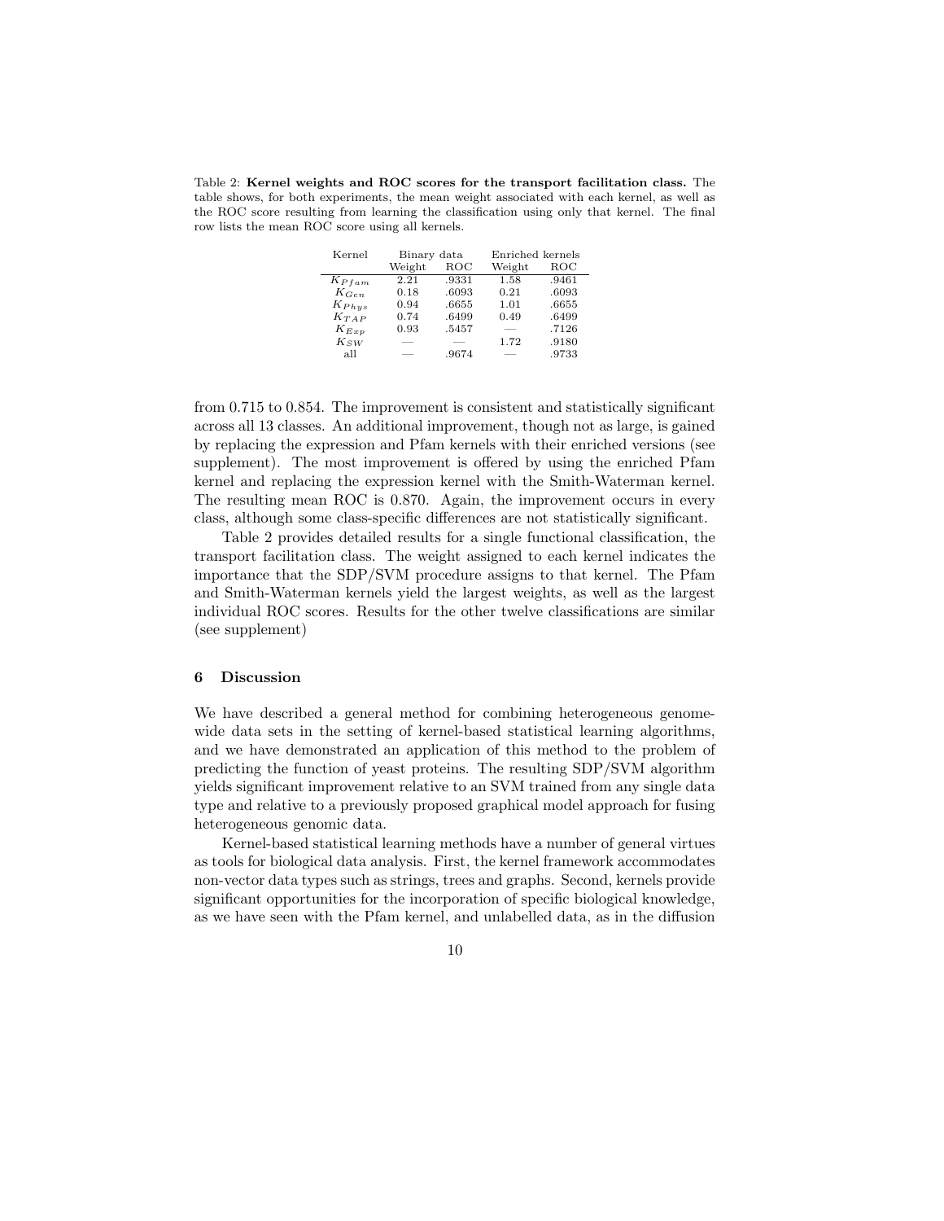Table 2: **Kernel weights and ROC scores for the transport facilitation class.** The table shows, for both experiments, the mean weight associated with each kernel, as well as the ROC score resulting from learning the classification using only that kernel. The final row lists the mean ROC score using all kernels.

| Kernel | Binary data | | Enriched kernels | |
|---|---|---|---|---|
| | Weight | ROC | Weight | ROC |
| $K_{Pfam}$ | 2.21 | .9331 | 1.58 | .9461 |
| $K_{Gen}$ | 0.18 | .6093 | 0.21 | .6093 |
| $K_{Phys}$ | 0.94 | .6655 | 1.01 | .6655 |
| $K_{TAP}$ | 0.74 | .6499 | 0.49 | .6499 |
| $K_{Exp}$ | 0.93 | .5457 | — | .7126 |
| $K_{SW}$ | — | — | 1.72 | .9180 |
| all | — | .9674 | — | .9733 |

from 0.715 to 0.854. The improvement is consistent and statistically significant across all 13 classes. An additional improvement, though not as large, is gained by replacing the expression and Pfam kernels with their enriched versions (see supplement). The most improvement is offered by using the enriched Pfam kernel and replacing the expression kernel with the Smith-Waterman kernel. The resulting mean ROC is 0.870. Again, the improvement occurs in every class, although some class-specific differences are not statistically significant.

Table 2 provides detailed results for a single functional classification, the transport facilitation class. The weight assigned to each kernel indicates the importance that the SDP/SVM procedure assigns to that kernel. The Pfam and Smith-Waterman kernels yield the largest weights, as well as the largest individual ROC scores. Results for the other twelve classifications are similar (see supplement)

## 6 Discussion

We have described a general method for combining heterogeneous genome-wide data sets in the setting of kernel-based statistical learning algorithms, and we have demonstrated an application of this method to the problem of predicting the function of yeast proteins. The resulting SDP/SVM algorithm yields significant improvement relative to an SVM trained from any single data type and relative to a previously proposed graphical model approach for fusing heterogeneous genomic data.

Kernel-based statistical learning methods have a number of general virtues as tools for biological data analysis. First, the kernel framework accommodates non-vector data types such as strings, trees and graphs. Second, kernels provide significant opportunities for the incorporation of specific biological knowledge, as we have seen with the Pfam kernel, and unlabelled data, as in the diffusion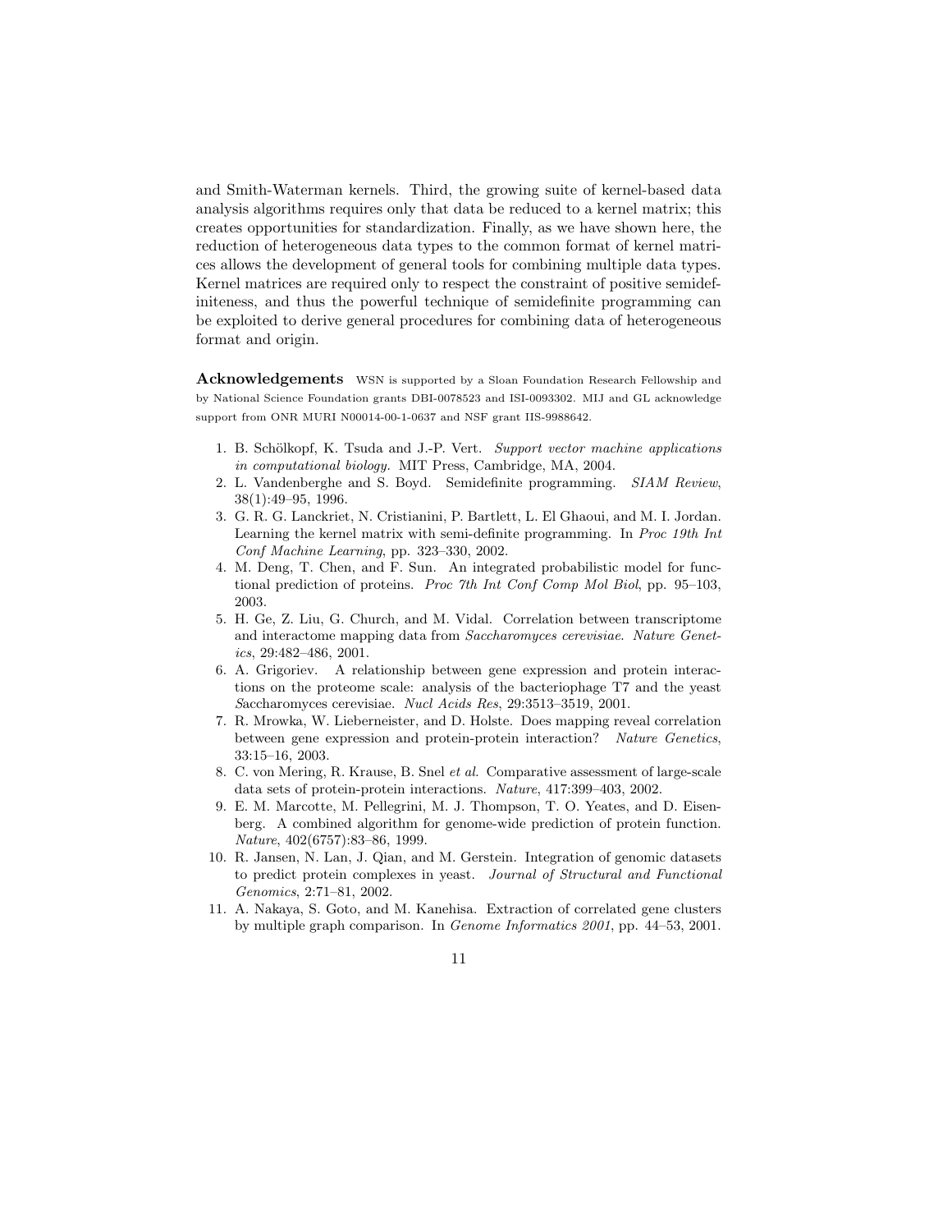and Smith-Waterman kernels. Third, the growing suite of kernel-based data analysis algorithms requires only that data be reduced to a kernel matrix; this creates opportunities for standardization. Finally, as we have shown here, the reduction of heterogeneous data types to the common format of kernel matrices allows the development of general tools for combining multiple data types. Kernel matrices are required only to respect the constraint of positive semidefiniteness, and thus the powerful technique of semidefinite programming can be exploited to derive general procedures for combining data of heterogeneous format and origin.

**Acknowledgements** WSN is supported by a Sloan Foundation Research Fellowship and by National Science Foundation grants DBI-0078523 and ISI-0093302. MIJ and GL acknowledge support from ONR MURI N00014-00-1-0637 and NSF grant IIS-9988642.

1. B. Schölkopf, K. Tsuda and J.-P. Vert. *Support vector machine applications in computational biology.* MIT Press, Cambridge, MA, 2004.
2. L. Vandenberghe and S. Boyd. Semidefinite programming. *SIAM Review*, 38(1):49–95, 1996.
3. G. R. G. Lanckriet, N. Cristianini, P. Bartlett, L. El Ghaoui, and M. I. Jordan. Learning the kernel matrix with semi-definite programming. In *Proc 19th Int Conf Machine Learning*, pp. 323–330, 2002.
4. M. Deng, T. Chen, and F. Sun. An integrated probabilistic model for functional prediction of proteins. *Proc 7th Int Conf Comp Mol Biol*, pp. 95–103, 2003.
5. H. Ge, Z. Liu, G. Church, and M. Vidal. Correlation between transcriptome and interactome mapping data from *Saccharomyces cerevisiae*. *Nature Genetics*, 29:482–486, 2001.
6. A. Grigoriev. A relationship between gene expression and protein interactions on the proteome scale: analysis of the bacteriophage T7 and the yeast Saccharomyces cerevisiae. *Nucl Acids Res*, 29:3513–3519, 2001.
7. R. Mrowka, W. Lieberneister, and D. Holste. Does mapping reveal correlation between gene expression and protein-protein interaction? *Nature Genetics*, 33:15–16, 2003.
8. C. von Mering, R. Krause, B. Snel *et al.* Comparative assessment of large-scale data sets of protein-protein interactions. *Nature*, 417:399–403, 2002.
9. E. M. Marcotte, M. Pellegrini, M. J. Thompson, T. O. Yeates, and D. Eisenberg. A combined algorithm for genome-wide prediction of protein function. *Nature*, 402(6757):83–86, 1999.
10. R. Jansen, N. Lan, J. Qian, and M. Gerstein. Integration of genomic datasets to predict protein complexes in yeast. *Journal of Structural and Functional Genomics*, 2:71–81, 2002.
11. A. Nakaya, S. Goto, and M. Kanehisa. Extraction of correlated gene clusters by multiple graph comparison. In *Genome Informatics 2001*, pp. 44–53, 2001.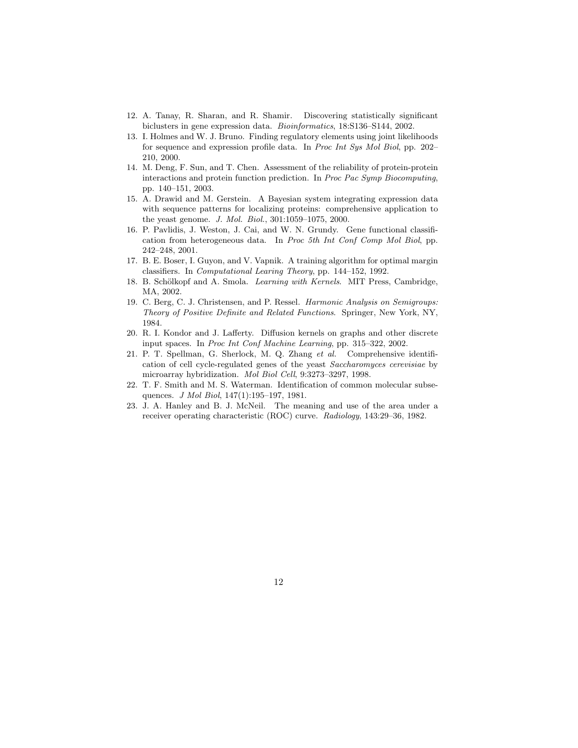12. A. Tanay, R. Sharan, and R. Shamir. Discovering statistically significant biclusters in gene expression data. *Bioinformatics*, 18:S136–S144, 2002.
13. I. Holmes and W. J. Bruno. Finding regulatory elements using joint likelihoods for sequence and expression profile data. In *Proc Int Sys Mol Biol*, pp. 202–210, 2000.
14. M. Deng, F. Sun, and T. Chen. Assessment of the reliability of protein-protein interactions and protein function prediction. In *Proc Pac Symp Biocomputing*, pp. 140–151, 2003.
15. A. Drawid and M. Gerstein. A Bayesian system integrating expression data with sequence patterns for localizing proteins: comprehensive application to the yeast genome. *J. Mol. Biol.*, 301:1059–1075, 2000.
16. P. Pavlidis, J. Weston, J. Cai, and W. N. Grundy. Gene functional classification from heterogeneous data. In *Proc 5th Int Conf Comp Mol Biol*, pp. 242–248, 2001.
17. B. E. Boser, I. Guyon, and V. Vapnik. A training algorithm for optimal margin classifiers. In *Computational Learing Theory*, pp. 144–152, 1992.
18. B. Schölkopf and A. Smola. *Learning with Kernels*. MIT Press, Cambridge, MA, 2002.
19. C. Berg, C. J. Christensen, and P. Ressel. *Harmonic Analysis on Semigroups: Theory of Positive Definite and Related Functions*. Springer, New York, NY, 1984.
20. R. I. Kondor and J. Lafferty. Diffusion kernels on graphs and other discrete input spaces. In *Proc Int Conf Machine Learning*, pp. 315–322, 2002.
21. P. T. Spellman, G. Sherlock, M. Q. Zhang *et al.* Comprehensive identification of cell cycle-regulated genes of the yeast *Saccharomyces cerevisiae* by microarray hybridization. *Mol Biol Cell*, 9:3273–3297, 1998.
22. T. F. Smith and M. S. Waterman. Identification of common molecular subsequences. *J Mol Biol*, 147(1):195–197, 1981.
23. J. A. Hanley and B. J. McNeil. The meaning and use of the area under a receiver operating characteristic (ROC) curve. *Radiology*, 143:29–36, 1982.